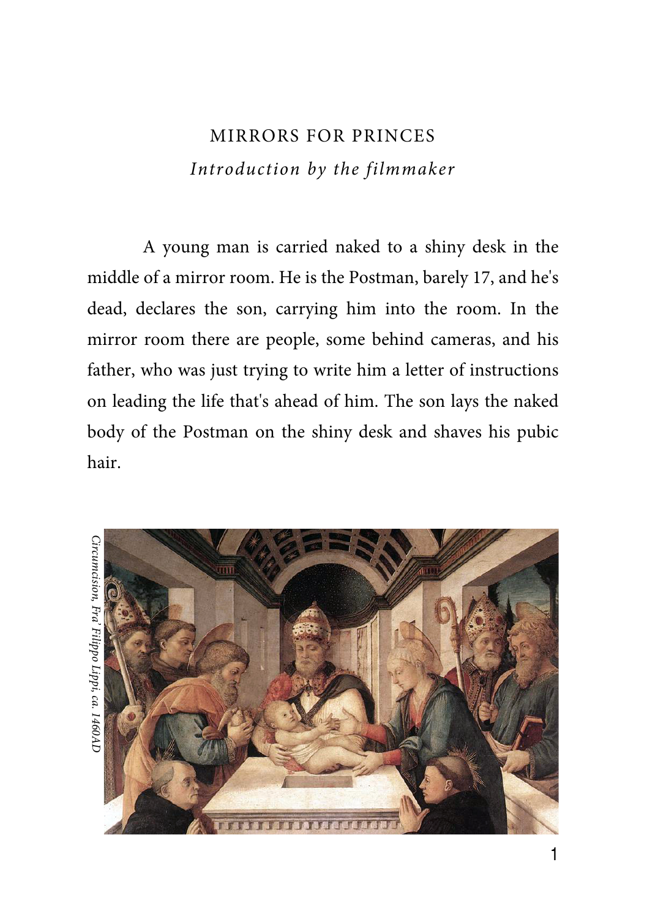# MIRRORS FOR PRINCES

*Introduction by the filmmaker*

A young man is carried naked to a shiny desk in the middle of a mirror room. He is the Postman, barely 17, and he's dead, declares the son, carrying him into the room. In the mirror room there are people, some behind cameras, and his father, who was just trying to write him a letter of instructions on leading the life that's ahead of him. The son lays the naked body of the Postman on the shiny desk and shaves his pubic hair.

*Circumcision, Fra' Filippo Lippi, ca. 1460AD*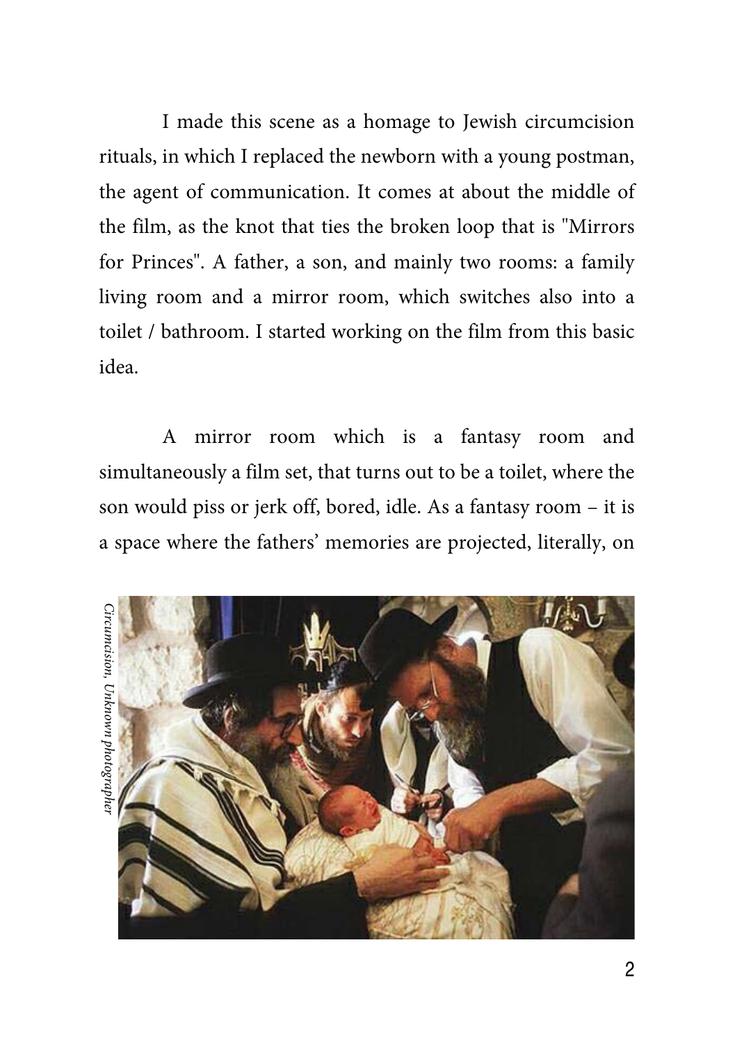I made this scene as a homage to Jewish circumcision rituals, in which I replaced the newborn with a young postman, the agent of communication. It comes at about the middle of the film, as the knot that ties the broken loop that is "Mirrors for Princes". A father, a son, and mainly two rooms: a family living room and a mirror room, which switches also into a toilet / bathroom. I started working on the film from this basic idea.

A mirror room which is a fantasy room and simultaneously a film set, that turns out to be a toilet, where the son would piss or jerk off, bored, idle. As a fantasy room – it is a space where the fathers' memories are projected, literally, on

*Circumcision, Unknown photographer*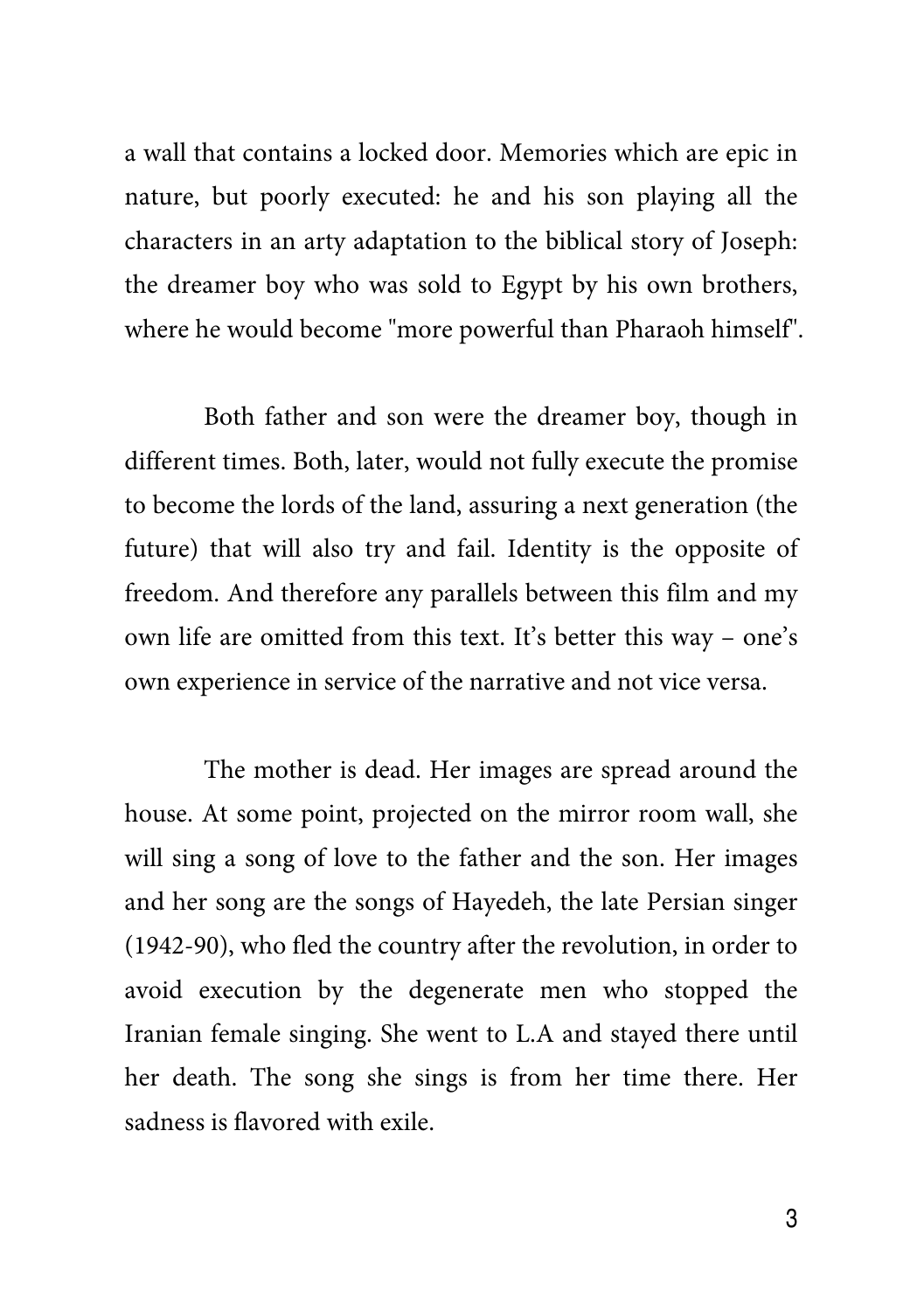a wall that contains a locked door. Memories which are epic in nature, but poorly executed: he and his son playing all the characters in an arty adaptation to the biblical story of Joseph: the dreamer boy who was sold to Egypt by his own brothers, where he would become "more powerful than Pharaoh himself".

Both father and son were the dreamer boy, though in different times. Both, later, would not fully execute the promise to become the lords of the land, assuring a next generation (the future) that will also try and fail. Identity is the opposite of freedom. And therefore any parallels between this film and my own life are omitted from this text. It's better this way – one's own experience in service of the narrative and not vice versa.

The mother is dead. Her images are spread around the house. At some point, projected on the mirror room wall, she will sing a song of love to the father and the son. Her images and her song are the songs of Hayedeh, the late Persian singer (1942-90), who fled the country after the revolution, in order to avoid execution by the degenerate men who stopped the Iranian female singing. She went to L.A and stayed there until her death. The song she sings is from her time there. Her sadness is flavored with exile.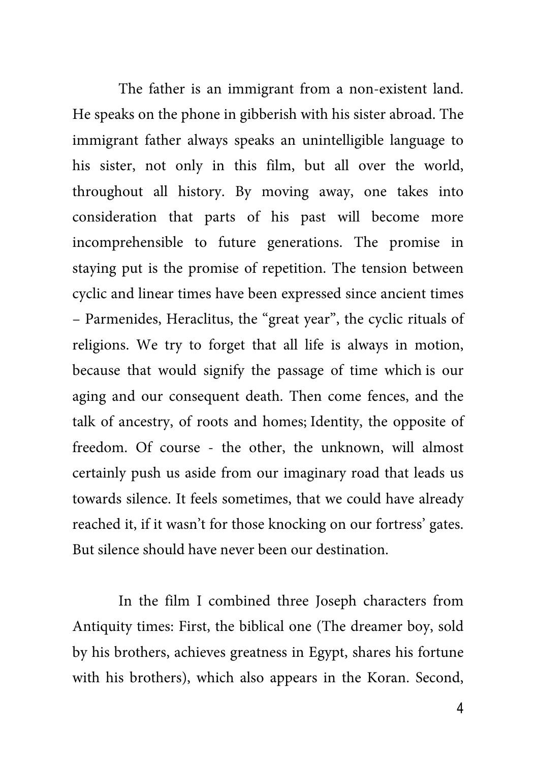The father is an immigrant from a non-existent land. He speaks on the phone in gibberish with his sister abroad. The immigrant father always speaks an unintelligible language to his sister, not only in this film, but all over the world, throughout all history. By moving away, one takes into consideration that parts of his past will become more incomprehensible to future generations. The promise in staying put is the promise of repetition. The tension between cyclic and linear times have been expressed since ancient times – Parmenides, Heraclitus, the "great year", the cyclic rituals of religions. We try to forget that all life is always in motion, because that would signify the passage of time which is our aging and our consequent death. Then come fences, and the talk of ancestry, of roots and homes; Identity, the opposite of freedom. Of course - the other, the unknown, will almost certainly push us aside from our imaginary road that leads us towards silence. It feels sometimes, that we could have already reached it, if it wasn't for those knocking on our fortress' gates. But silence should have never been our destination.

In the film I combined three Joseph characters from Antiquity times: First, the biblical one (The dreamer boy, sold by his brothers, achieves greatness in Egypt, shares his fortune with his brothers), which also appears in the Koran. Second,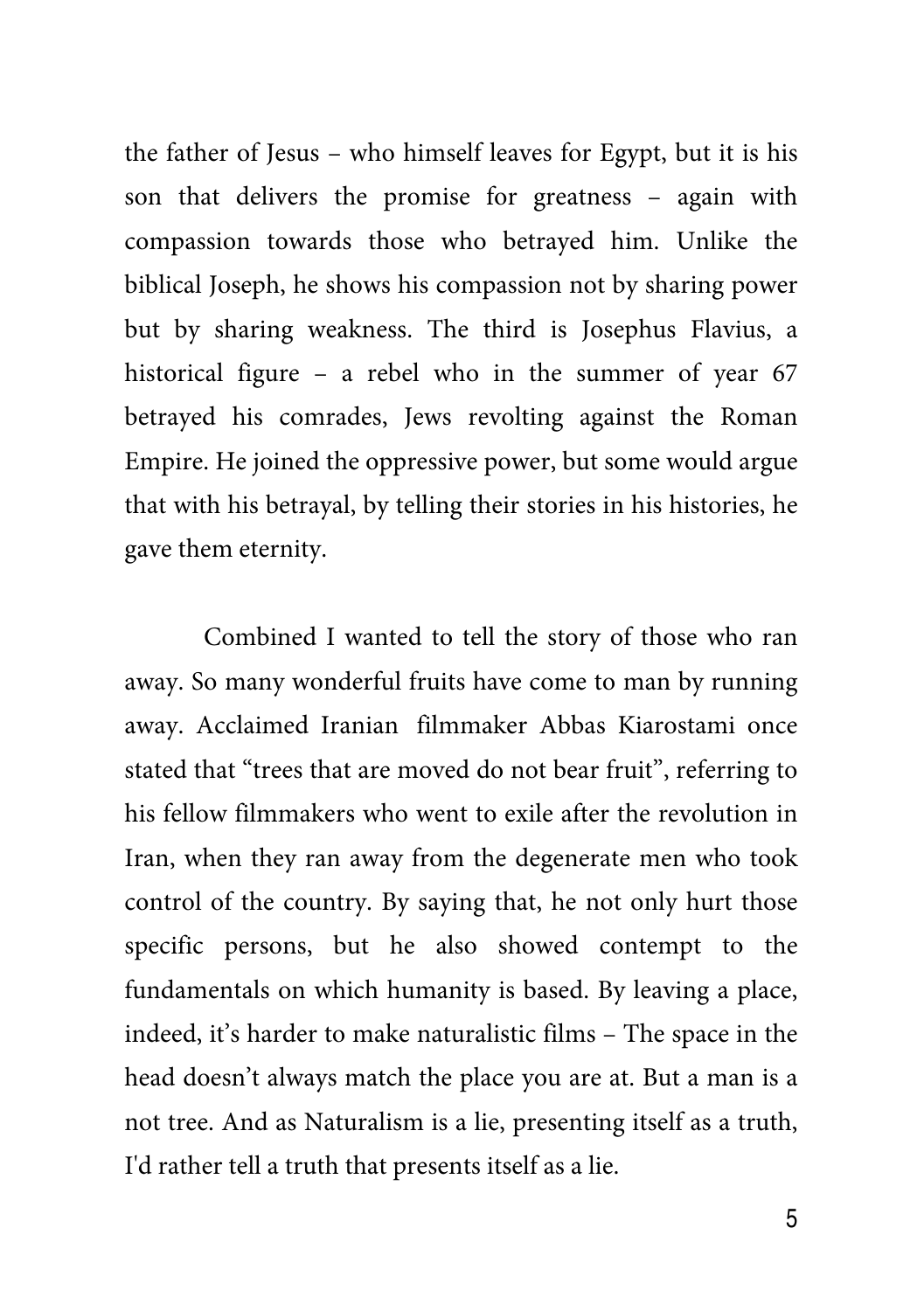the father of Jesus – who himself leaves for Egypt, but it is his son that delivers the promise for greatness – again with compassion towards those who betrayed him. Unlike the biblical Joseph, he shows his compassion not by sharing power but by sharing weakness. The third is Josephus Flavius, a historical figure – a rebel who in the summer of year 67 betrayed his comrades, Jews revolting against the Roman Empire. He joined the oppressive power, but some would argue that with his betrayal, by telling their stories in his histories, he gave them eternity.

Combined I wanted to tell the story of those who ran away. So many wonderful fruits have come to man by running away. Acclaimed Iranian filmmaker Abbas Kiarostami once stated that "trees that are moved do not bear fruit", referring to his fellow filmmakers who went to exile after the revolution in Iran, when they ran away from the degenerate men who took control of the country. By saying that, he not only hurt those specific persons, but he also showed contempt to the fundamentals on which humanity is based. By leaving a place, indeed, it's harder to make naturalistic films – The space in the head doesn't always match the place you are at. But a man is a not tree. And as Naturalism is a lie, presenting itself as a truth, I'd rather tell a truth that presents itself as a lie.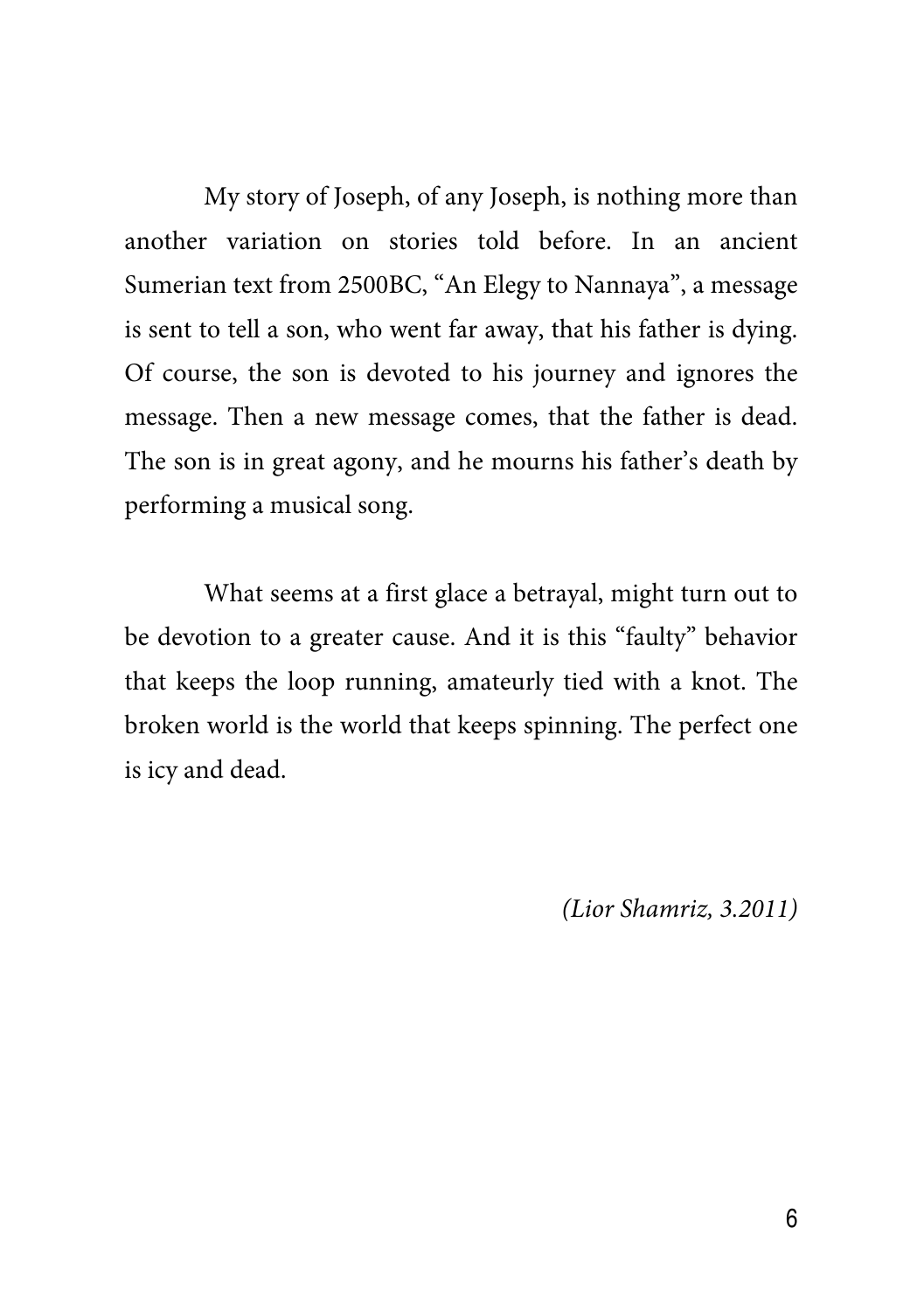My story of Joseph, of any Joseph, is nothing more than another variation on stories told before. In an ancient Sumerian text from 2500BC, "An Elegy to Nannaya", a message is sent to tell a son, who went far away, that his father is dying. Of course, the son is devoted to his journey and ignores the message. Then a new message comes, that the father is dead. The son is in great agony, and he mourns his father's death by performing a musical song.

What seems at a first glace a betrayal, might turn out to be devotion to a greater cause. And it is this "faulty" behavior that keeps the loop running, amateurly tied with a knot. The broken world is the world that keeps spinning. The perfect one is icy and dead.

*(Lior Shamriz, 3.2011)*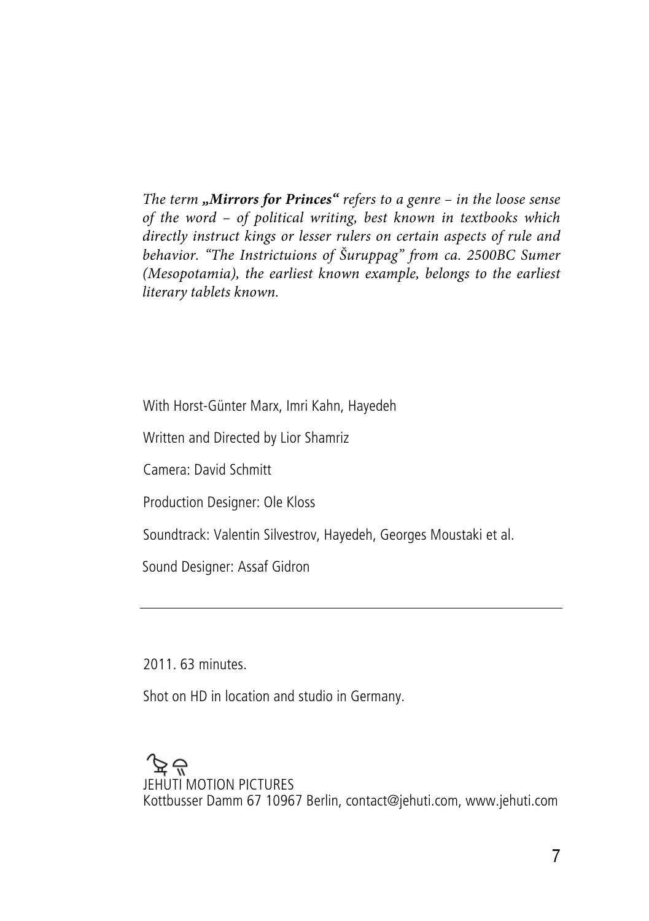*The term „**Mirrors for Princes**" refers to a genre – in the loose sense of the word – of political writing, best known in textbooks which directly instruct kings or lesser rulers on certain aspects of rule and behavior. "The Instrictuions of Šuruppag" from ca. 2500BC Sumer (Mesopotamia), the earliest known example, belongs to the earliest literary tablets known.*

With Horst-Günter Marx, Imri Kahn, Hayedeh

Written and Directed by Lior Shamriz

Camera: David Schmitt

Production Designer: Ole Kloss

Soundtrack: Valentin Silvestrov, Hayedeh, Georges Moustaki et al.

Sound Designer: Assaf Gidron

---

2011. 63 minutes.

Shot on HD in location and studio in Germany.

JEHUTI MOTION PICTURES
Kottbusser Damm 67 10967 Berlin, contact@jehuti.com, www.jehuti.com